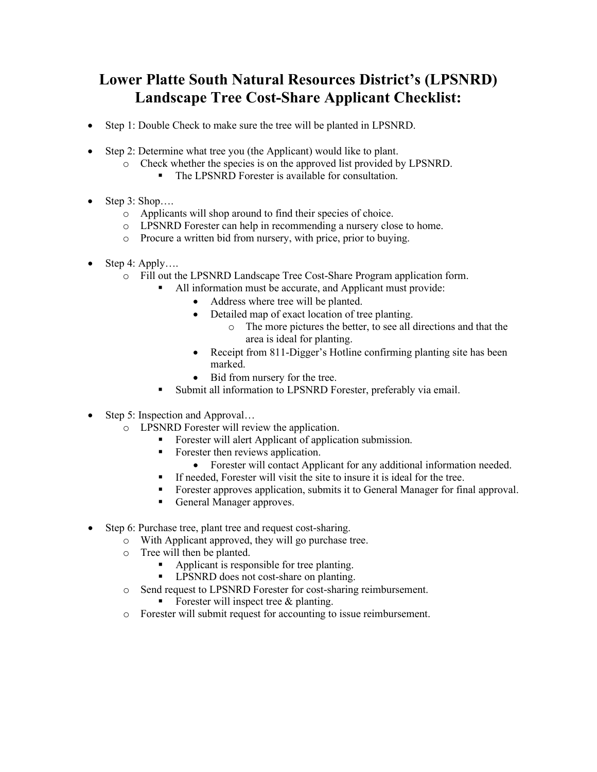# Lower Platte South Natural Resources District's (LPSNRD) Landscape Tree Cost-Share Applicant Checklist:

- Step 1: Double Check to make sure the tree will be planted in LPSNRD.

- Step 2: Determine what tree you (the Applicant) would like to plant.
  - Check whether the species is on the approved list provided by LPSNRD.
    - The LPSNRD Forester is available for consultation.

- Step 3: Shop….
  - Applicants will shop around to find their species of choice.
  - LPSNRD Forester can help in recommending a nursery close to home.
  - Procure a written bid from nursery, with price, prior to buying.

- Step 4: Apply….
  - Fill out the LPSNRD Landscape Tree Cost-Share Program application form.
    - All information must be accurate, and Applicant must provide:
      - Address where tree will be planted.
      - Detailed map of exact location of tree planting.
        - The more pictures the better, to see all directions and that the area is ideal for planting.
      - Receipt from 811-Digger's Hotline confirming planting site has been marked.
      - Bid from nursery for the tree.
    - Submit all information to LPSNRD Forester, preferably via email.

- Step 5: Inspection and Approval…
  - LPSNRD Forester will review the application.
    - Forester will alert Applicant of application submission.
    - Forester then reviews application.
      - Forester will contact Applicant for any additional information needed.
    - If needed, Forester will visit the site to insure it is ideal for the tree.
    - Forester approves application, submits it to General Manager for final approval.
    - General Manager approves.

- Step 6: Purchase tree, plant tree and request cost-sharing.
  - With Applicant approved, they will go purchase tree.
  - Tree will then be planted.
    - Applicant is responsible for tree planting.
    - LPSNRD does not cost-share on planting.
  - Send request to LPSNRD Forester for cost-sharing reimbursement.
    - Forester will inspect tree & planting.
  - Forester will submit request for accounting to issue reimbursement.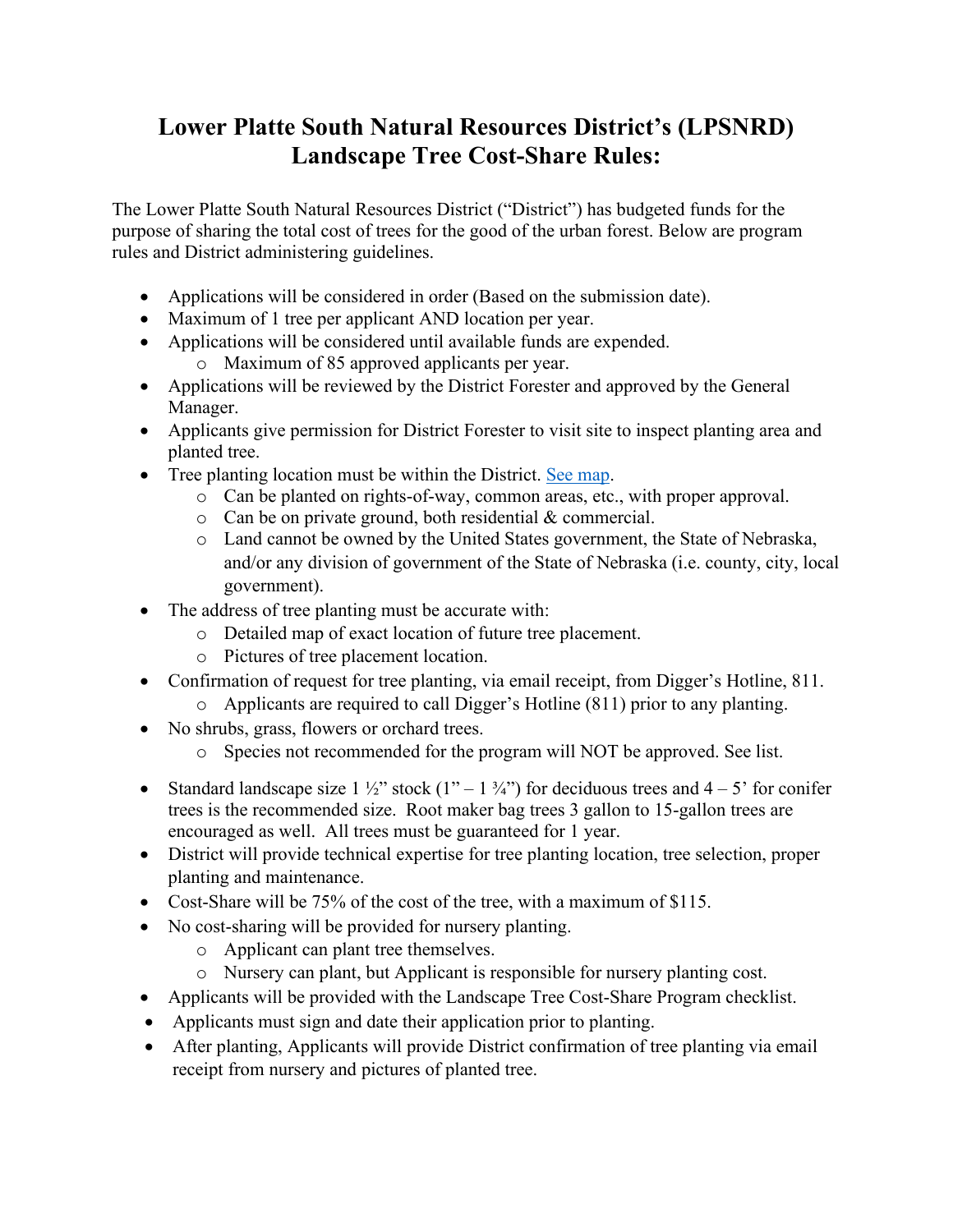# Lower Platte South Natural Resources District's (LPSNRD) Landscape Tree Cost-Share Rules:

The Lower Platte South Natural Resources District ("District") has budgeted funds for the purpose of sharing the total cost of trees for the good of the urban forest. Below are program rules and District administering guidelines.

- Applications will be considered in order (Based on the submission date).
- Maximum of 1 tree per applicant AND location per year.
- Applications will be considered until available funds are expended.
  - Maximum of 85 approved applicants per year.
- Applications will be reviewed by the District Forester and approved by the General Manager.
- Applicants give permission for District Forester to visit site to inspect planting area and planted tree.
- Tree planting location must be within the District. See map.
  - Can be planted on rights-of-way, common areas, etc., with proper approval.
  - Can be on private ground, both residential & commercial.
  - Land cannot be owned by the United States government, the State of Nebraska, and/or any division of government of the State of Nebraska (i.e. county, city, local government).
- The address of tree planting must be accurate with:
  - Detailed map of exact location of future tree placement.
  - Pictures of tree placement location.
- Confirmation of request for tree planting, via email receipt, from Digger's Hotline, 811.
  - Applicants are required to call Digger's Hotline (811) prior to any planting.
- No shrubs, grass, flowers or orchard trees.
  - Species not recommended for the program will NOT be approved. See list.
- Standard landscape size 1 ½" stock (1" – 1 ¾") for deciduous trees and 4 – 5' for conifer trees is the recommended size. Root maker bag trees 3 gallon to 15-gallon trees are encouraged as well. All trees must be guaranteed for 1 year.
- District will provide technical expertise for tree planting location, tree selection, proper planting and maintenance.
- Cost-Share will be 75% of the cost of the tree, with a maximum of $115.
- No cost-sharing will be provided for nursery planting.
  - Applicant can plant tree themselves.
  - Nursery can plant, but Applicant is responsible for nursery planting cost.
- Applicants will be provided with the Landscape Tree Cost-Share Program checklist.
- Applicants must sign and date their application prior to planting.
- After planting, Applicants will provide District confirmation of tree planting via email receipt from nursery and pictures of planted tree.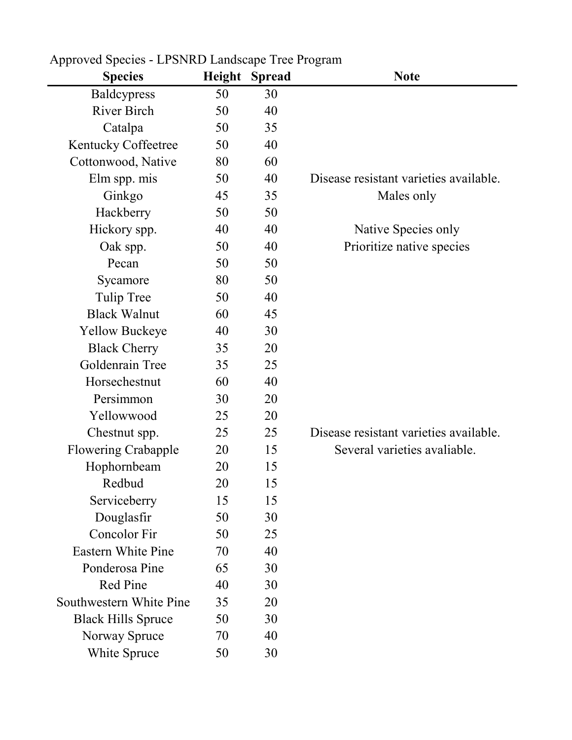Approved Species - LPSNRD Landscape Tree Program

| Species | Height | Spread | Note |
|---|---|---|---|
| Baldcypress | 50 | 30 | |
| River Birch | 50 | 40 | |
| Catalpa | 50 | 35 | |
| Kentucky Coffeetree | 50 | 40 | |
| Cottonwood, Native | 80 | 60 | |
| Elm spp. mis | 50 | 40 | Disease resistant varieties available. |
| Ginkgo | 45 | 35 | Males only |
| Hackberry | 50 | 50 | |
| Hickory spp. | 40 | 40 | Native Species only |
| Oak spp. | 50 | 40 | Prioritize native species |
| Pecan | 50 | 50 | |
| Sycamore | 80 | 50 | |
| Tulip Tree | 50 | 40 | |
| Black Walnut | 60 | 45 | |
| Yellow Buckeye | 40 | 30 | |
| Black Cherry | 35 | 20 | |
| Goldenrain Tree | 35 | 25 | |
| Horsechestnut | 60 | 40 | |
| Persimmon | 30 | 20 | |
| Yellowwood | 25 | 20 | |
| Chestnut spp. | 25 | 25 | Disease resistant varieties available. |
| Flowering Crabapple | 20 | 15 | Several varieties avaliable. |
| Hophornbeam | 20 | 15 | |
| Redbud | 20 | 15 | |
| Serviceberry | 15 | 15 | |
| Douglasfir | 50 | 30 | |
| Concolor Fir | 50 | 25 | |
| Eastern White Pine | 70 | 40 | |
| Ponderosa Pine | 65 | 30 | |
| Red Pine | 40 | 30 | |
| Southwestern White Pine | 35 | 20 | |
| Black Hills Spruce | 50 | 30 | |
| Norway Spruce | 70 | 40 | |
| White Spruce | 50 | 30 | |